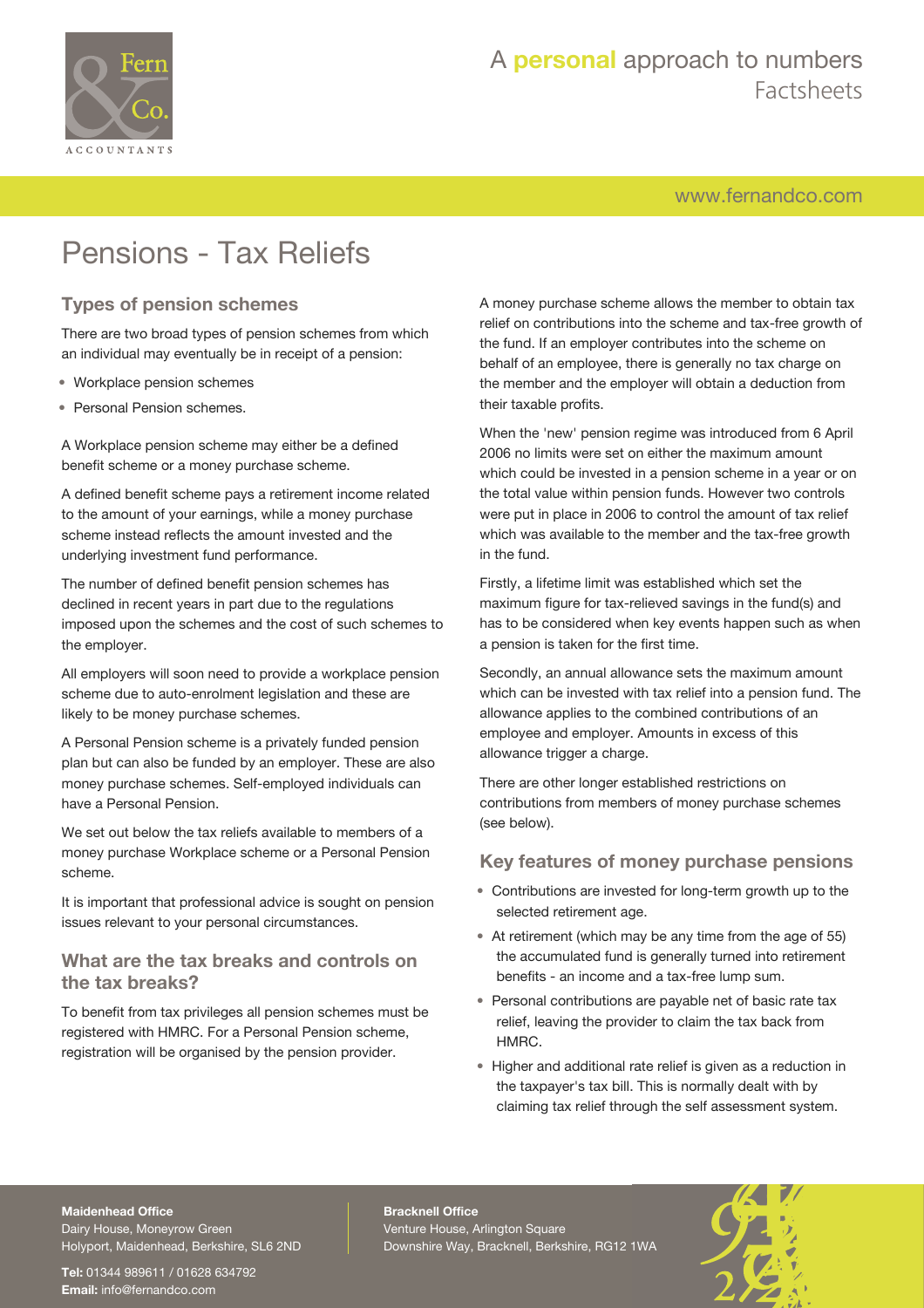# Pensions - Tax Reliefs

## Types of pension schemes

There are two broad types of pension schemes from which an individual may eventually be in receipt of a pension:

- Workplace pension schemes
- Personal Pension schemes.

A Workplace pension scheme may either be a defined benefit scheme or a money purchase scheme.

A defined benefit scheme pays a retirement income related to the amount of your earnings, while a money purchase scheme instead reflects the amount invested and the underlying investment fund performance.

The number of defined benefit pension schemes has declined in recent years in part due to the regulations imposed upon the schemes and the cost of such schemes to the employer.

All employers will soon need to provide a workplace pension scheme due to auto-enrolment legislation and these are likely to be money purchase schemes.

A Personal Pension scheme is a privately funded pension plan but can also be funded by an employer. These are also money purchase schemes. Self-employed individuals can have a Personal Pension.

We set out below the tax reliefs available to members of a money purchase Workplace scheme or a Personal Pension scheme.

It is important that professional advice is sought on pension issues relevant to your personal circumstances.

## What are the tax breaks and controls on the tax breaks?

To benefit from tax privileges all pension schemes must be registered with HMRC. For a Personal Pension scheme, registration will be organised by the pension provider.

A money purchase scheme allows the member to obtain tax relief on contributions into the scheme and tax-free growth of the fund. If an employer contributes into the scheme on behalf of an employee, there is generally no tax charge on the member and the employer will obtain a deduction from their taxable profits.

When the 'new' pension regime was introduced from 6 April 2006 no limits were set on either the maximum amount which could be invested in a pension scheme in a year or on the total value within pension funds. However two controls were put in place in 2006 to control the amount of tax relief which was available to the member and the tax-free growth in the fund.

Firstly, a lifetime limit was established which set the maximum figure for tax-relieved savings in the fund(s) and has to be considered when key events happen such as when a pension is taken for the first time.

Secondly, an annual allowance sets the maximum amount which can be invested with tax relief into a pension fund. The allowance applies to the combined contributions of an employee and employer. Amounts in excess of this allowance trigger a charge.

There are other longer established restrictions on contributions from members of money purchase schemes (see below).

## Key features of money purchase pensions

- Contributions are invested for long-term growth up to the selected retirement age.
- At retirement (which may be any time from the age of 55) the accumulated fund is generally turned into retirement benefits - an income and a tax-free lump sum.
- Personal contributions are payable net of basic rate tax relief, leaving the provider to claim the tax back from HMRC.
- Higher and additional rate relief is given as a reduction in the taxpayer's tax bill. This is normally dealt with by claiming tax relief through the self assessment system.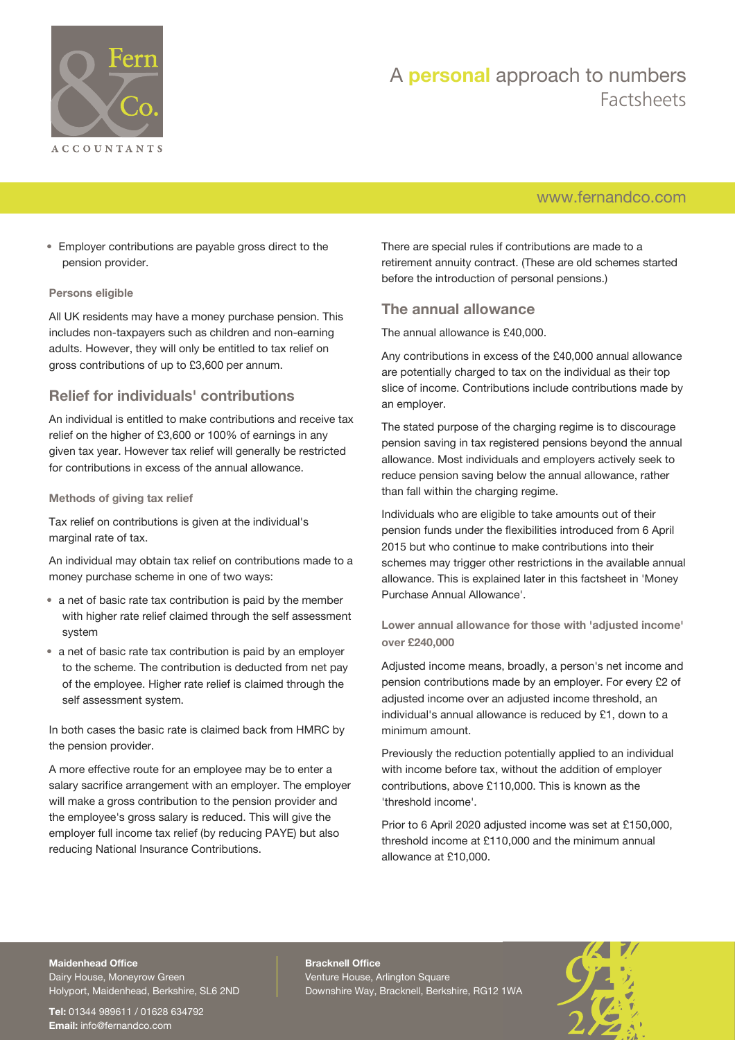- Employer contributions are payable gross direct to the pension provider.

#### Persons eligible

All UK residents may have a money purchase pension. This includes non-taxpayers such as children and non-earning adults. However, they will only be entitled to tax relief on gross contributions of up to £3,600 per annum.

### Relief for individuals' contributions

An individual is entitled to make contributions and receive tax relief on the higher of £3,600 or 100% of earnings in any given tax year. However tax relief will generally be restricted for contributions in excess of the annual allowance.

#### Methods of giving tax relief

Tax relief on contributions is given at the individual's marginal rate of tax.

An individual may obtain tax relief on contributions made to a money purchase scheme in one of two ways:

- a net of basic rate tax contribution is paid by the member with higher rate relief claimed through the self assessment system
- a net of basic rate tax contribution is paid by an employer to the scheme. The contribution is deducted from net pay of the employee. Higher rate relief is claimed through the self assessment system.

In both cases the basic rate is claimed back from HMRC by the pension provider.

A more effective route for an employee may be to enter a salary sacrifice arrangement with an employer. The employer will make a gross contribution to the pension provider and the employee's gross salary is reduced. This will give the employer full income tax relief (by reducing PAYE) but also reducing National Insurance Contributions.

There are special rules if contributions are made to a retirement annuity contract. (These are old schemes started before the introduction of personal pensions.)

### The annual allowance

The annual allowance is £40,000.

Any contributions in excess of the £40,000 annual allowance are potentially charged to tax on the individual as their top slice of income. Contributions include contributions made by an employer.

The stated purpose of the charging regime is to discourage pension saving in tax registered pensions beyond the annual allowance. Most individuals and employers actively seek to reduce pension saving below the annual allowance, rather than fall within the charging regime.

Individuals who are eligible to take amounts out of their pension funds under the flexibilities introduced from 6 April 2015 but who continue to make contributions into their schemes may trigger other restrictions in the available annual allowance. This is explained later in this factsheet in 'Money Purchase Annual Allowance'.

#### Lower annual allowance for those with 'adjusted income' over £240,000

Adjusted income means, broadly, a person's net income and pension contributions made by an employer. For every £2 of adjusted income over an adjusted income threshold, an individual's annual allowance is reduced by £1, down to a minimum amount.

Previously the reduction potentially applied to an individual with income before tax, without the addition of employer contributions, above £110,000. This is known as the 'threshold income'.

Prior to 6 April 2020 adjusted income was set at £150,000, threshold income at £110,000 and the minimum annual allowance at £10,000.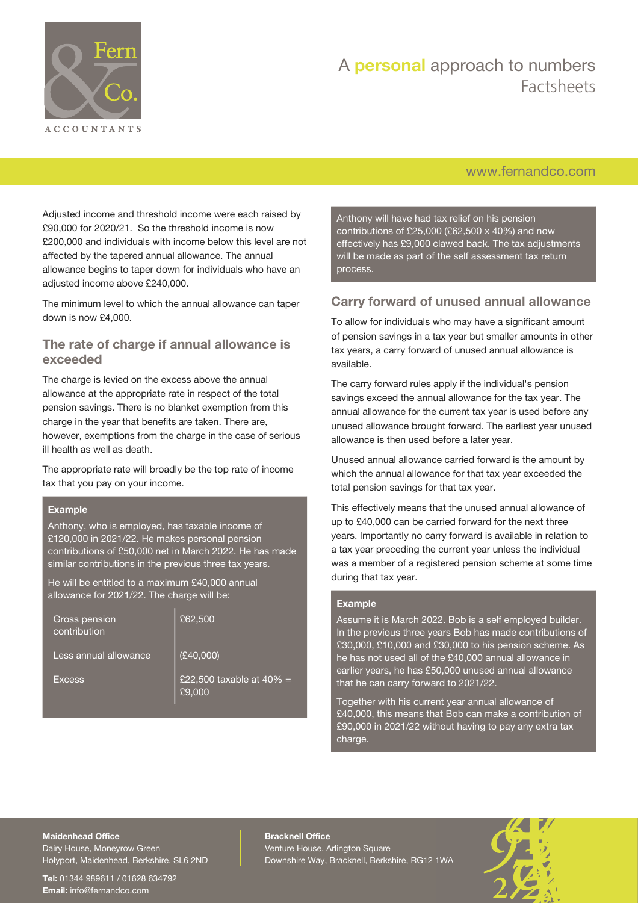Adjusted income and threshold income were each raised by £90,000 for 2020/21. So the threshold income is now £200,000 and individuals with income below this level are not affected by the tapered annual allowance. The annual allowance begins to taper down for individuals who have an adjusted income above £240,000.

The minimum level to which the annual allowance can taper down is now £4,000.

## The rate of charge if annual allowance is exceeded

The charge is levied on the excess above the annual allowance at the appropriate rate in respect of the total pension savings. There is no blanket exemption from this charge in the year that benefits are taken. There are, however, exemptions from the charge in the case of serious ill health as well as death.

The appropriate rate will broadly be the top rate of income tax that you pay on your income.

**Example**

Anthony, who is employed, has taxable income of £120,000 in 2021/22. He makes personal pension contributions of £50,000 net in March 2022. He has made similar contributions in the previous three tax years.

He will be entitled to a maximum £40,000 annual allowance for 2021/22. The charge will be:

| | |
|---|---|
| Gross pension contribution | £62,500 |
| Less annual allowance | (£40,000) |
| Excess | £22,500 taxable at 40% = £9,000 |

Anthony will have had tax relief on his pension contributions of £25,000 (£62,500 x 40%) and now effectively has £9,000 clawed back. The tax adjustments will be made as part of the self assessment tax return process.

## Carry forward of unused annual allowance

To allow for individuals who may have a significant amount of pension savings in a tax year but smaller amounts in other tax years, a carry forward of unused annual allowance is available.

The carry forward rules apply if the individual's pension savings exceed the annual allowance for the tax year. The annual allowance for the current tax year is used before any unused allowance brought forward. The earliest year unused allowance is then used before a later year.

Unused annual allowance carried forward is the amount by which the annual allowance for that tax year exceeded the total pension savings for that tax year.

This effectively means that the unused annual allowance of up to £40,000 can be carried forward for the next three years. Importantly no carry forward is available in relation to a tax year preceding the current year unless the individual was a member of a registered pension scheme at some time during that tax year.

**Example**

Assume it is March 2022. Bob is a self employed builder. In the previous three years Bob has made contributions of £30,000, £10,000 and £30,000 to his pension scheme. As he has not used all of the £40,000 annual allowance in earlier years, he has £50,000 unused annual allowance that he can carry forward to 2021/22.

Together with his current year annual allowance of £40,000, this means that Bob can make a contribution of £90,000 in 2021/22 without having to pay any extra tax charge.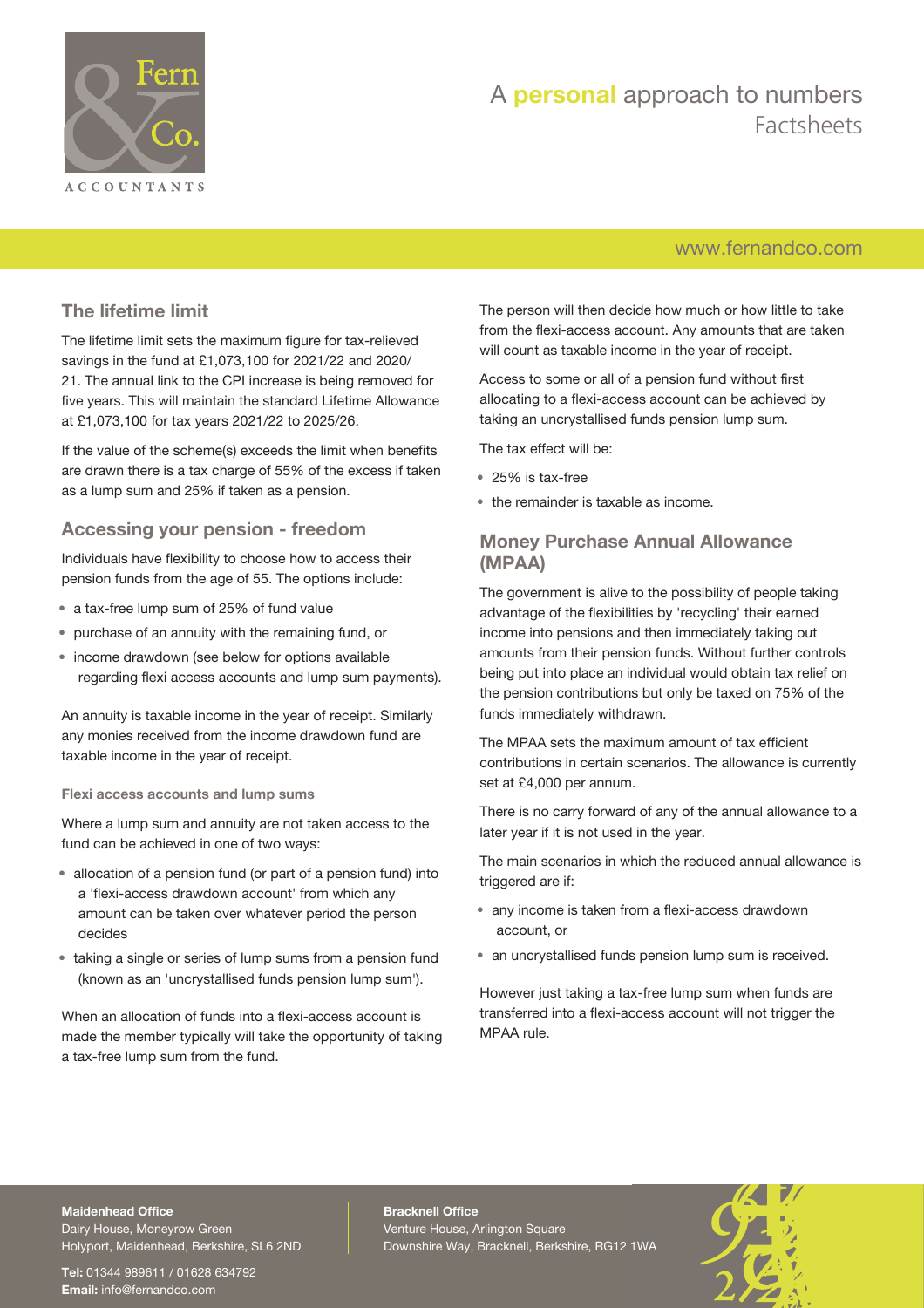## The lifetime limit

The lifetime limit sets the maximum figure for tax-relieved savings in the fund at £1,073,100 for 2021/22 and 2020/21. The annual link to the CPI increase is being removed for five years. This will maintain the standard Lifetime Allowance at £1,073,100 for tax years 2021/22 to 2025/26.

If the value of the scheme(s) exceeds the limit when benefits are drawn there is a tax charge of 55% of the excess if taken as a lump sum and 25% if taken as a pension.

## Accessing your pension - freedom

Individuals have flexibility to choose how to access their pension funds from the age of 55. The options include:

- a tax-free lump sum of 25% of fund value
- purchase of an annuity with the remaining fund, or
- income drawdown (see below for options available regarding flexi access accounts and lump sum payments).

An annuity is taxable income in the year of receipt. Similarly any monies received from the income drawdown fund are taxable income in the year of receipt.

### Flexi access accounts and lump sums

Where a lump sum and annuity are not taken access to the fund can be achieved in one of two ways:

- allocation of a pension fund (or part of a pension fund) into a 'flexi-access drawdown account' from which any amount can be taken over whatever period the person decides
- taking a single or series of lump sums from a pension fund (known as an 'uncrystallised funds pension lump sum').

When an allocation of funds into a flexi-access account is made the member typically will take the opportunity of taking a tax-free lump sum from the fund.

The person will then decide how much or how little to take from the flexi-access account. Any amounts that are taken will count as taxable income in the year of receipt.

Access to some or all of a pension fund without first allocating to a flexi-access account can be achieved by taking an uncrystallised funds pension lump sum.

The tax effect will be:

- 25% is tax-free
- the remainder is taxable as income.

## Money Purchase Annual Allowance (MPAA)

The government is alive to the possibility of people taking advantage of the flexibilities by 'recycling' their earned income into pensions and then immediately taking out amounts from their pension funds. Without further controls being put into place an individual would obtain tax relief on the pension contributions but only be taxed on 75% of the funds immediately withdrawn.

The MPAA sets the maximum amount of tax efficient contributions in certain scenarios. The allowance is currently set at £4,000 per annum.

There is no carry forward of any of the annual allowance to a later year if it is not used in the year.

The main scenarios in which the reduced annual allowance is triggered are if:

- any income is taken from a flexi-access drawdown account, or
- an uncrystallised funds pension lump sum is received.

However just taking a tax-free lump sum when funds are transferred into a flexi-access account will not trigger the MPAA rule.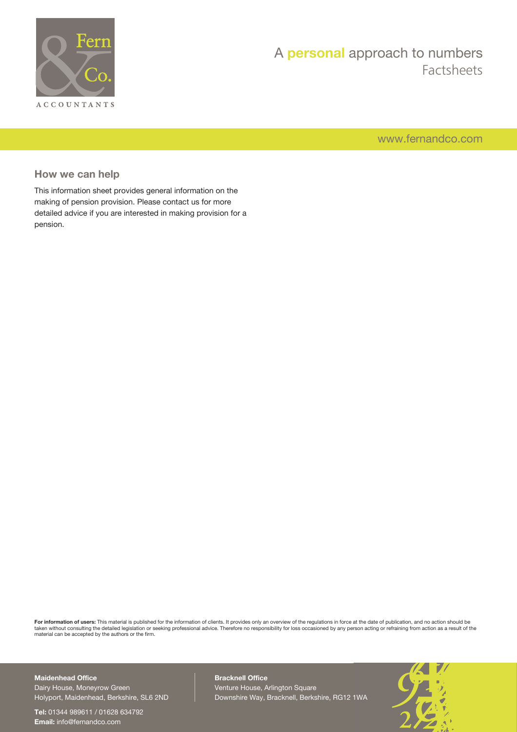## How we can help

This information sheet provides general information on the making of pension provision. Please contact us for more detailed advice if you are interested in making provision for a pension.

**For information of users:** This material is published for the information of clients. It provides only an overview of the regulations in force at the date of publication, and no action should be taken without consulting the detailed legislation or seeking professional advice. Therefore no responsibility for loss occasioned by any person acting or refraining from action as a result of the material can be accepted by the authors or the firm.

**Maidenhead Office**
Dairy House, Moneyrow Green
Holyport, Maidenhead, Berkshire, SL6 2ND

**Bracknell Office**
Venture House, Arlington Square
Downshire Way, Bracknell, Berkshire, RG12 1WA

**Tel:** 01344 989611 / 01628 634792
**Email:** info@fernandco.com